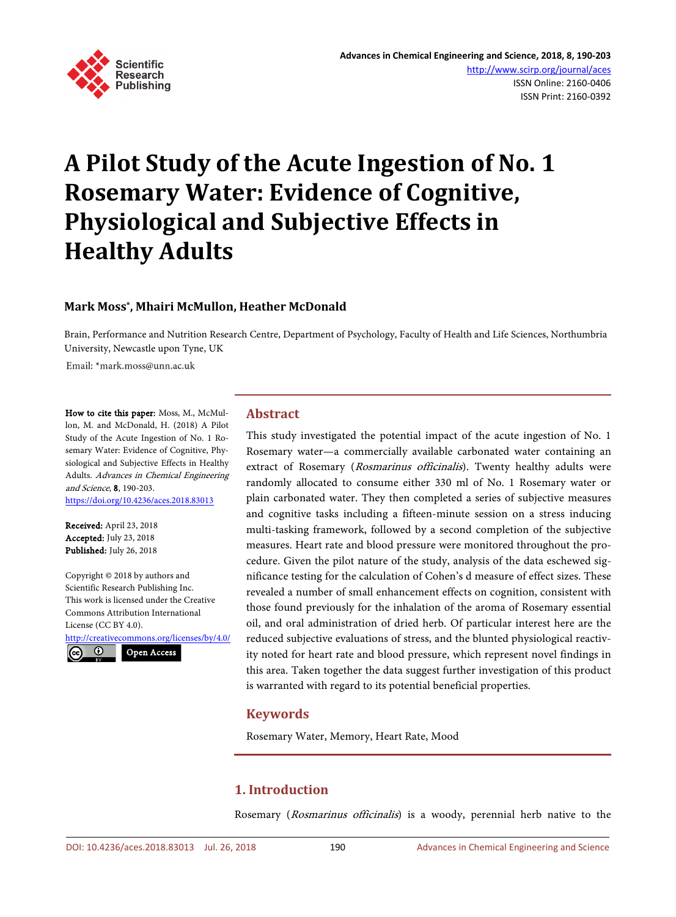# A Pilot Study of the Acute Ingestion of No. 1 Rosemary Water: Evidence of Cognitive, Physiological and Subjective Effects in Healthy Adults

**Mark Moss*, Mhairi McMullon, Heather McDonald**

Brain, Performance and Nutrition Research Centre, Department of Psychology, Faculty of Health and Life Sciences, Northumbria University, Newcastle upon Tyne, UK

Email: *mark.moss@unn.ac.uk

**How to cite this paper:** Moss, M., McMullon, M. and McDonald, H. (2018) A Pilot Study of the Acute Ingestion of No. 1 Rosemary Water: Evidence of Cognitive, Physiological and Subjective Effects in Healthy Adults. *Advances in Chemical Engineering and Science*, **8**, 190-203.
https://doi.org/10.4236/aces.2018.83013

**Received:** April 23, 2018
**Accepted:** July 23, 2018
**Published:** July 26, 2018

Copyright © 2018 by authors and Scientific Research Publishing Inc.
This work is licensed under the Creative Commons Attribution International License (CC BY 4.0).
http://creativecommons.org/licenses/by/4.0/

Open Access

## Abstract

This study investigated the potential impact of the acute ingestion of No. 1 Rosemary water—a commercially available carbonated water containing an extract of Rosemary (*Rosmarinus officinalis*). Twenty healthy adults were randomly allocated to consume either 330 ml of No. 1 Rosemary water or plain carbonated water. They then completed a series of subjective measures and cognitive tasks including a fifteen-minute session on a stress inducing multi-tasking framework, followed by a second completion of the subjective measures. Heart rate and blood pressure were monitored throughout the procedure. Given the pilot nature of the study, analysis of the data eschewed significance testing for the calculation of Cohen's d measure of effect sizes. These revealed a number of small enhancement effects on cognition, consistent with those found previously for the inhalation of the aroma of Rosemary essential oil, and oral administration of dried herb. Of particular interest here are the reduced subjective evaluations of stress, and the blunted physiological reactivity noted for heart rate and blood pressure, which represent novel findings in this area. Taken together the data suggest further investigation of this product is warranted with regard to its potential beneficial properties.

## Keywords

Rosemary Water, Memory, Heart Rate, Mood

## 1. Introduction

Rosemary (*Rosmarinus officinalis*) is a woody, perennial herb native to the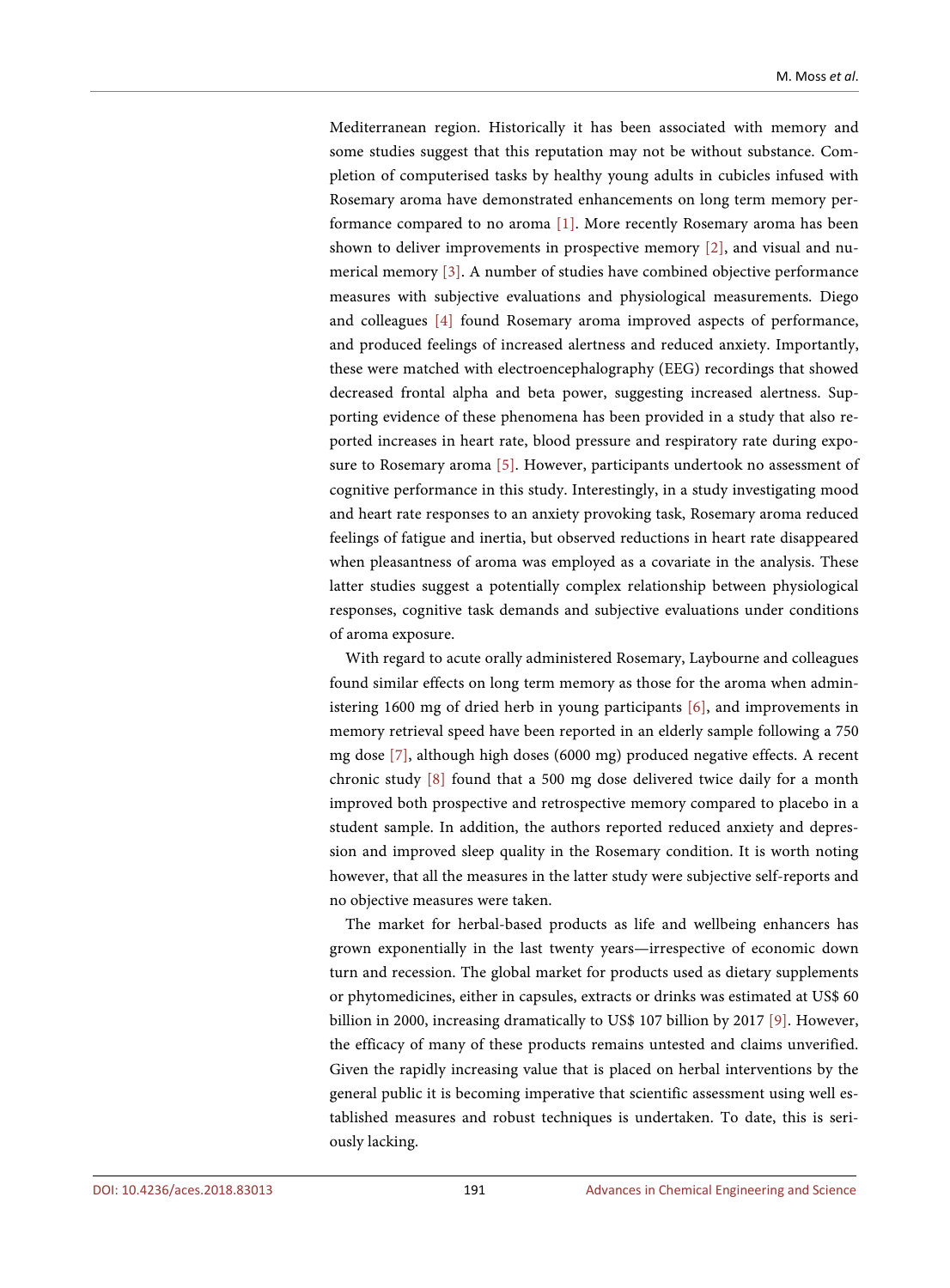Mediterranean region. Historically it has been associated with memory and some studies suggest that this reputation may not be without substance. Completion of computerised tasks by healthy young adults in cubicles infused with Rosemary aroma have demonstrated enhancements on long term memory performance compared to no aroma [1]. More recently Rosemary aroma has been shown to deliver improvements in prospective memory [2], and visual and numerical memory [3]. A number of studies have combined objective performance measures with subjective evaluations and physiological measurements. Diego and colleagues [4] found Rosemary aroma improved aspects of performance, and produced feelings of increased alertness and reduced anxiety. Importantly, these were matched with electroencephalography (EEG) recordings that showed decreased frontal alpha and beta power, suggesting increased alertness. Supporting evidence of these phenomena has been provided in a study that also reported increases in heart rate, blood pressure and respiratory rate during exposure to Rosemary aroma [5]. However, participants undertook no assessment of cognitive performance in this study. Interestingly, in a study investigating mood and heart rate responses to an anxiety provoking task, Rosemary aroma reduced feelings of fatigue and inertia, but observed reductions in heart rate disappeared when pleasantness of aroma was employed as a covariate in the analysis. These latter studies suggest a potentially complex relationship between physiological responses, cognitive task demands and subjective evaluations under conditions of aroma exposure.

With regard to acute orally administered Rosemary, Laybourne and colleagues found similar effects on long term memory as those for the aroma when administering 1600 mg of dried herb in young participants [6], and improvements in memory retrieval speed have been reported in an elderly sample following a 750 mg dose [7], although high doses (6000 mg) produced negative effects. A recent chronic study [8] found that a 500 mg dose delivered twice daily for a month improved both prospective and retrospective memory compared to placebo in a student sample. In addition, the authors reported reduced anxiety and depression and improved sleep quality in the Rosemary condition. It is worth noting however, that all the measures in the latter study were subjective self-reports and no objective measures were taken.

The market for herbal-based products as life and wellbeing enhancers has grown exponentially in the last twenty years—irrespective of economic down turn and recession. The global market for products used as dietary supplements or phytomedicines, either in capsules, extracts or drinks was estimated at US$ 60 billion in 2000, increasing dramatically to US$ 107 billion by 2017 [9]. However, the efficacy of many of these products remains untested and claims unverified. Given the rapidly increasing value that is placed on herbal interventions by the general public it is becoming imperative that scientific assessment using well established measures and robust techniques is undertaken. To date, this is seriously lacking.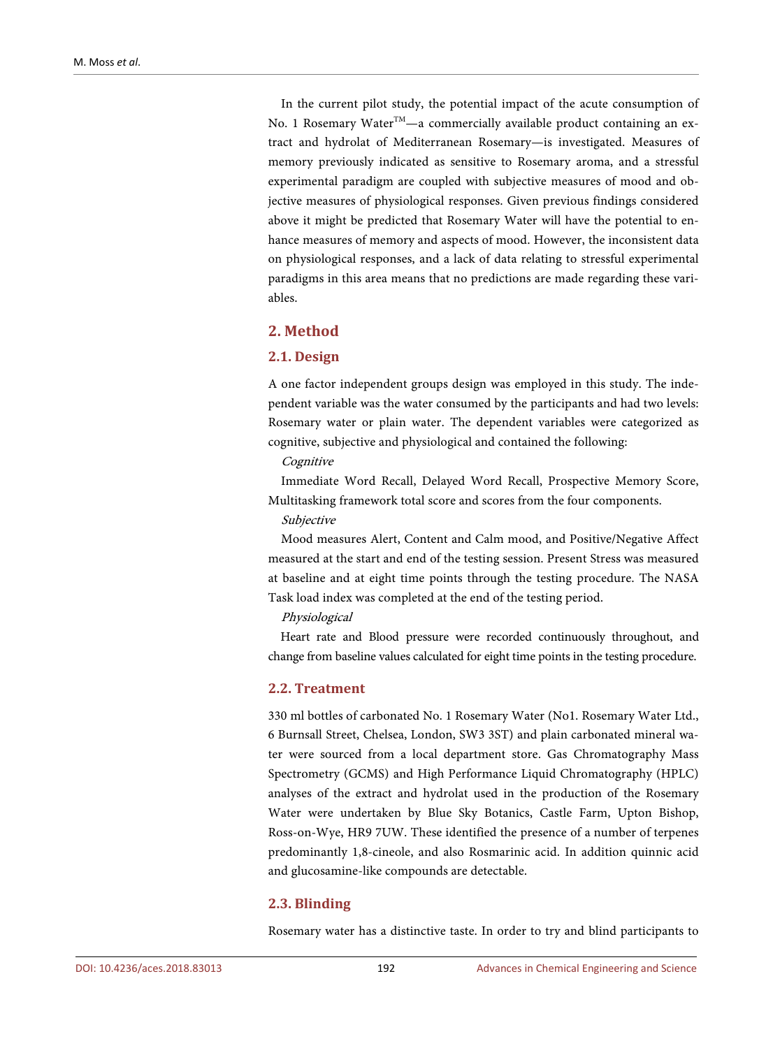In the current pilot study, the potential impact of the acute consumption of No. 1 Rosemary Water™—a commercially available product containing an extract and hydrolat of Mediterranean Rosemary—is investigated. Measures of memory previously indicated as sensitive to Rosemary aroma, and a stressful experimental paradigm are coupled with subjective measures of mood and objective measures of physiological responses. Given previous findings considered above it might be predicted that Rosemary Water will have the potential to enhance measures of memory and aspects of mood. However, the inconsistent data on physiological responses, and a lack of data relating to stressful experimental paradigms in this area means that no predictions are made regarding these variables.

## 2. Method

### 2.1. Design

A one factor independent groups design was employed in this study. The independent variable was the water consumed by the participants and had two levels: Rosemary water or plain water. The dependent variables were categorized as cognitive, subjective and physiological and contained the following:

*Cognitive*

Immediate Word Recall, Delayed Word Recall, Prospective Memory Score, Multitasking framework total score and scores from the four components.

*Subjective*

Mood measures Alert, Content and Calm mood, and Positive/Negative Affect measured at the start and end of the testing session. Present Stress was measured at baseline and at eight time points through the testing procedure. The NASA Task load index was completed at the end of the testing period.

*Physiological*

Heart rate and Blood pressure were recorded continuously throughout, and change from baseline values calculated for eight time points in the testing procedure.

### 2.2. Treatment

330 ml bottles of carbonated No. 1 Rosemary Water (No1. Rosemary Water Ltd., 6 Burnsall Street, Chelsea, London, SW3 3ST) and plain carbonated mineral water were sourced from a local department store. Gas Chromatography Mass Spectrometry (GCMS) and High Performance Liquid Chromatography (HPLC) analyses of the extract and hydrolat used in the production of the Rosemary Water were undertaken by Blue Sky Botanics, Castle Farm, Upton Bishop, Ross-on-Wye, HR9 7UW. These identified the presence of a number of terpenes predominantly 1,8-cineole, and also Rosmarinic acid. In addition quinnic acid and glucosamine-like compounds are detectable.

### 2.3. Blinding

Rosemary water has a distinctive taste. In order to try and blind participants to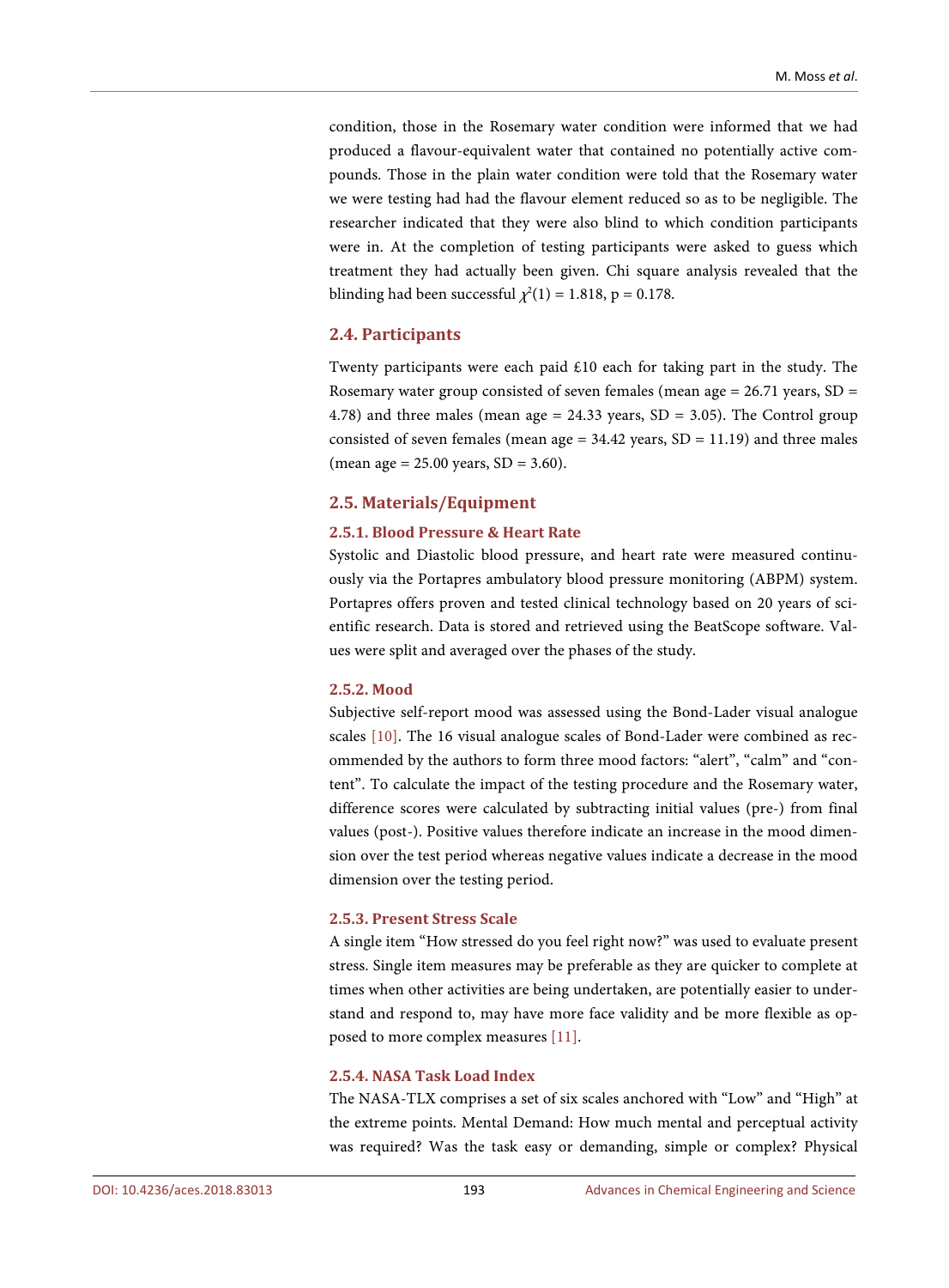condition, those in the Rosemary water condition were informed that we had produced a flavour-equivalent water that contained no potentially active compounds. Those in the plain water condition were told that the Rosemary water we were testing had had the flavour element reduced so as to be negligible. The researcher indicated that they were also blind to which condition participants were in. At the completion of testing participants were asked to guess which treatment they had actually been given. Chi square analysis revealed that the blinding had been successful $\chi^2(1) = 1.818$, $p = 0.178$.

## 2.4. Participants

Twenty participants were each paid £10 each for taking part in the study. The Rosemary water group consisted of seven females (mean age = 26.71 years, SD = 4.78) and three males (mean age = 24.33 years, SD = 3.05). The Control group consisted of seven females (mean age = 34.42 years, SD = 11.19) and three males (mean age = 25.00 years, SD = 3.60).

## 2.5. Materials/Equipment

### 2.5.1. Blood Pressure & Heart Rate

Systolic and Diastolic blood pressure, and heart rate were measured continuously via the Portapres ambulatory blood pressure monitoring (ABPM) system. Portapres offers proven and tested clinical technology based on 20 years of scientific research. Data is stored and retrieved using the BeatScope software. Values were split and averaged over the phases of the study.

### 2.5.2. Mood

Subjective self-report mood was assessed using the Bond-Lader visual analogue scales [10]. The 16 visual analogue scales of Bond-Lader were combined as recommended by the authors to form three mood factors: "alert", "calm" and "content". To calculate the impact of the testing procedure and the Rosemary water, difference scores were calculated by subtracting initial values (pre-) from final values (post-). Positive values therefore indicate an increase in the mood dimension over the test period whereas negative values indicate a decrease in the mood dimension over the testing period.

### 2.5.3. Present Stress Scale

A single item "How stressed do you feel right now?" was used to evaluate present stress. Single item measures may be preferable as they are quicker to complete at times when other activities are being undertaken, are potentially easier to understand and respond to, may have more face validity and be more flexible as opposed to more complex measures [11].

### 2.5.4. NASA Task Load Index

The NASA-TLX comprises a set of six scales anchored with "Low" and "High" at the extreme points. Mental Demand: How much mental and perceptual activity was required? Was the task easy or demanding, simple or complex? Physical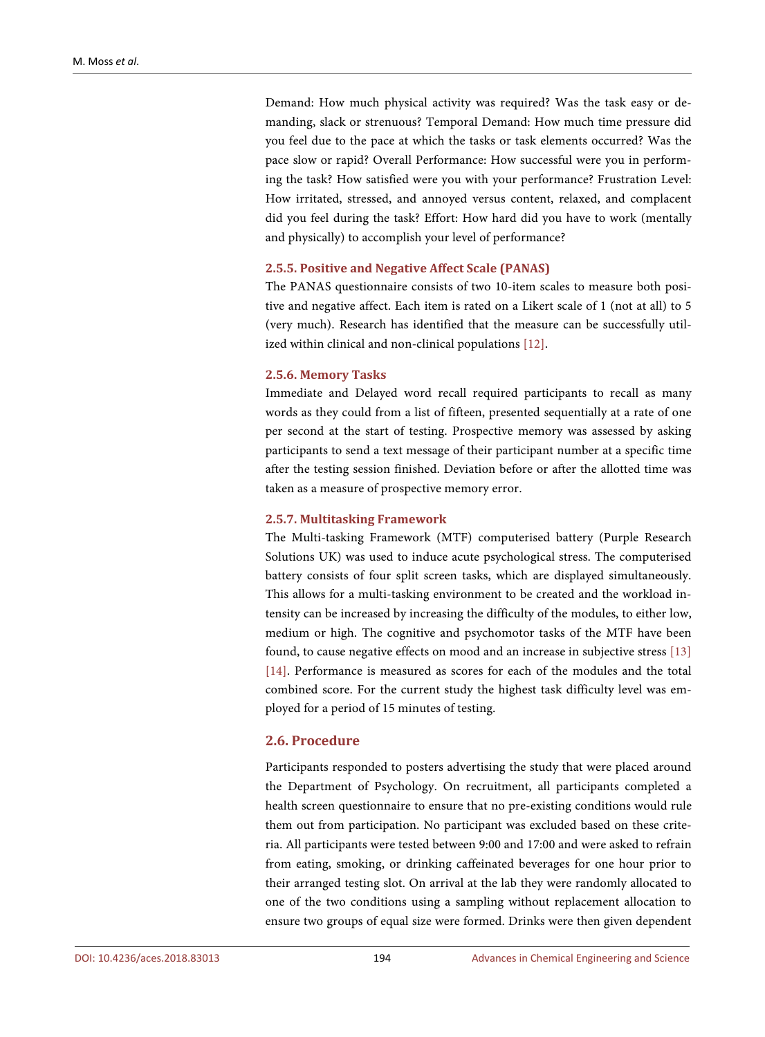Demand: How much physical activity was required? Was the task easy or demanding, slack or strenuous? Temporal Demand: How much time pressure did you feel due to the pace at which the tasks or task elements occurred? Was the pace slow or rapid? Overall Performance: How successful were you in performing the task? How satisfied were you with your performance? Frustration Level: How irritated, stressed, and annoyed versus content, relaxed, and complacent did you feel during the task? Effort: How hard did you have to work (mentally and physically) to accomplish your level of performance?

### 2.5.5. Positive and Negative Affect Scale (PANAS)

The PANAS questionnaire consists of two 10-item scales to measure both positive and negative affect. Each item is rated on a Likert scale of 1 (not at all) to 5 (very much). Research has identified that the measure can be successfully utilized within clinical and non-clinical populations [12].

### 2.5.6. Memory Tasks

Immediate and Delayed word recall required participants to recall as many words as they could from a list of fifteen, presented sequentially at a rate of one per second at the start of testing. Prospective memory was assessed by asking participants to send a text message of their participant number at a specific time after the testing session finished. Deviation before or after the allotted time was taken as a measure of prospective memory error.

### 2.5.7. Multitasking Framework

The Multi-tasking Framework (MTF) computerised battery (Purple Research Solutions UK) was used to induce acute psychological stress. The computerised battery consists of four split screen tasks, which are displayed simultaneously. This allows for a multi-tasking environment to be created and the workload intensity can be increased by increasing the difficulty of the modules, to either low, medium or high. The cognitive and psychomotor tasks of the MTF have been found, to cause negative effects on mood and an increase in subjective stress [13] [14]. Performance is measured as scores for each of the modules and the total combined score. For the current study the highest task difficulty level was employed for a period of 15 minutes of testing.

## 2.6. Procedure

Participants responded to posters advertising the study that were placed around the Department of Psychology. On recruitment, all participants completed a health screen questionnaire to ensure that no pre-existing conditions would rule them out from participation. No participant was excluded based on these criteria. All participants were tested between 9:00 and 17:00 and were asked to refrain from eating, smoking, or drinking caffeinated beverages for one hour prior to their arranged testing slot. On arrival at the lab they were randomly allocated to one of the two conditions using a sampling without replacement allocation to ensure two groups of equal size were formed. Drinks were then given dependent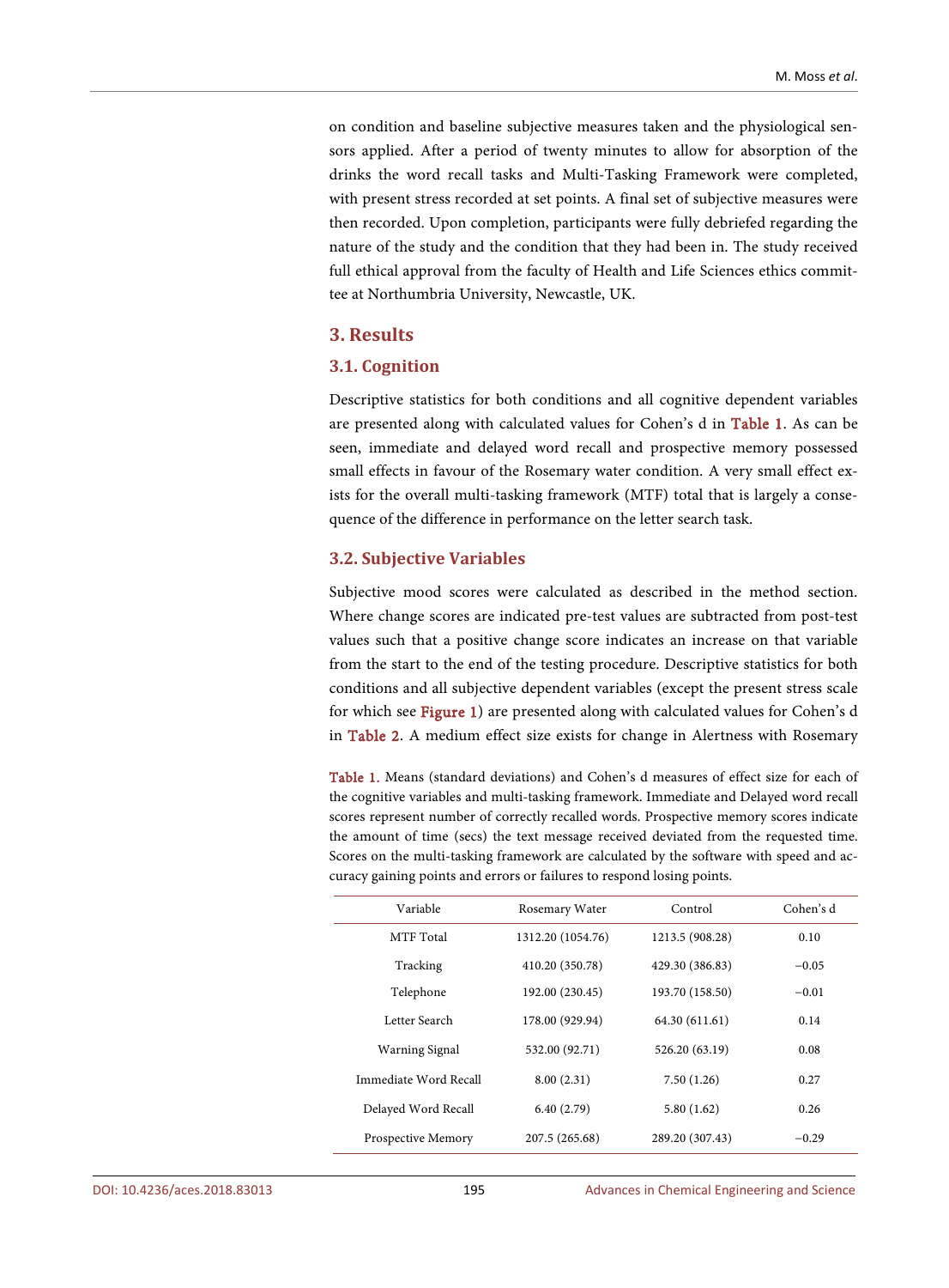on condition and baseline subjective measures taken and the physiological sensors applied. After a period of twenty minutes to allow for absorption of the drinks the word recall tasks and Multi-Tasking Framework were completed, with present stress recorded at set points. A final set of subjective measures were then recorded. Upon completion, participants were fully debriefed regarding the nature of the study and the condition that they had been in. The study received full ethical approval from the faculty of Health and Life Sciences ethics committee at Northumbria University, Newcastle, UK.

## 3. Results

### 3.1. Cognition

Descriptive statistics for both conditions and all cognitive dependent variables are presented along with calculated values for Cohen's d in Table 1. As can be seen, immediate and delayed word recall and prospective memory possessed small effects in favour of the Rosemary water condition. A very small effect exists for the overall multi-tasking framework (MTF) total that is largely a consequence of the difference in performance on the letter search task.

### 3.2. Subjective Variables

Subjective mood scores were calculated as described in the method section. Where change scores are indicated pre-test values are subtracted from post-test values such that a positive change score indicates an increase on that variable from the start to the end of the testing procedure. Descriptive statistics for both conditions and all subjective dependent variables (except the present stress scale for which see Figure 1) are presented along with calculated values for Cohen's d in Table 2. A medium effect size exists for change in Alertness with Rosemary

Table 1. Means (standard deviations) and Cohen's d measures of effect size for each of the cognitive variables and multi-tasking framework. Immediate and Delayed word recall scores represent number of correctly recalled words. Prospective memory scores indicate the amount of time (secs) the text message received deviated from the requested time. Scores on the multi-tasking framework are calculated by the software with speed and accuracy gaining points and errors or failures to respond losing points.

| Variable | Rosemary Water | Control | Cohen's d |
|---|---|---|---|
| MTF Total | 1312.20 (1054.76) | 1213.5 (908.28) | 0.10 |
| Tracking | 410.20 (350.78) | 429.30 (386.83) | −0.05 |
| Telephone | 192.00 (230.45) | 193.70 (158.50) | −0.01 |
| Letter Search | 178.00 (929.94) | 64.30 (611.61) | 0.14 |
| Warning Signal | 532.00 (92.71) | 526.20 (63.19) | 0.08 |
| Immediate Word Recall | 8.00 (2.31) | 7.50 (1.26) | 0.27 |
| Delayed Word Recall | 6.40 (2.79) | 5.80 (1.62) | 0.26 |
| Prospective Memory | 207.5 (265.68) | 289.20 (307.43) | −0.29 |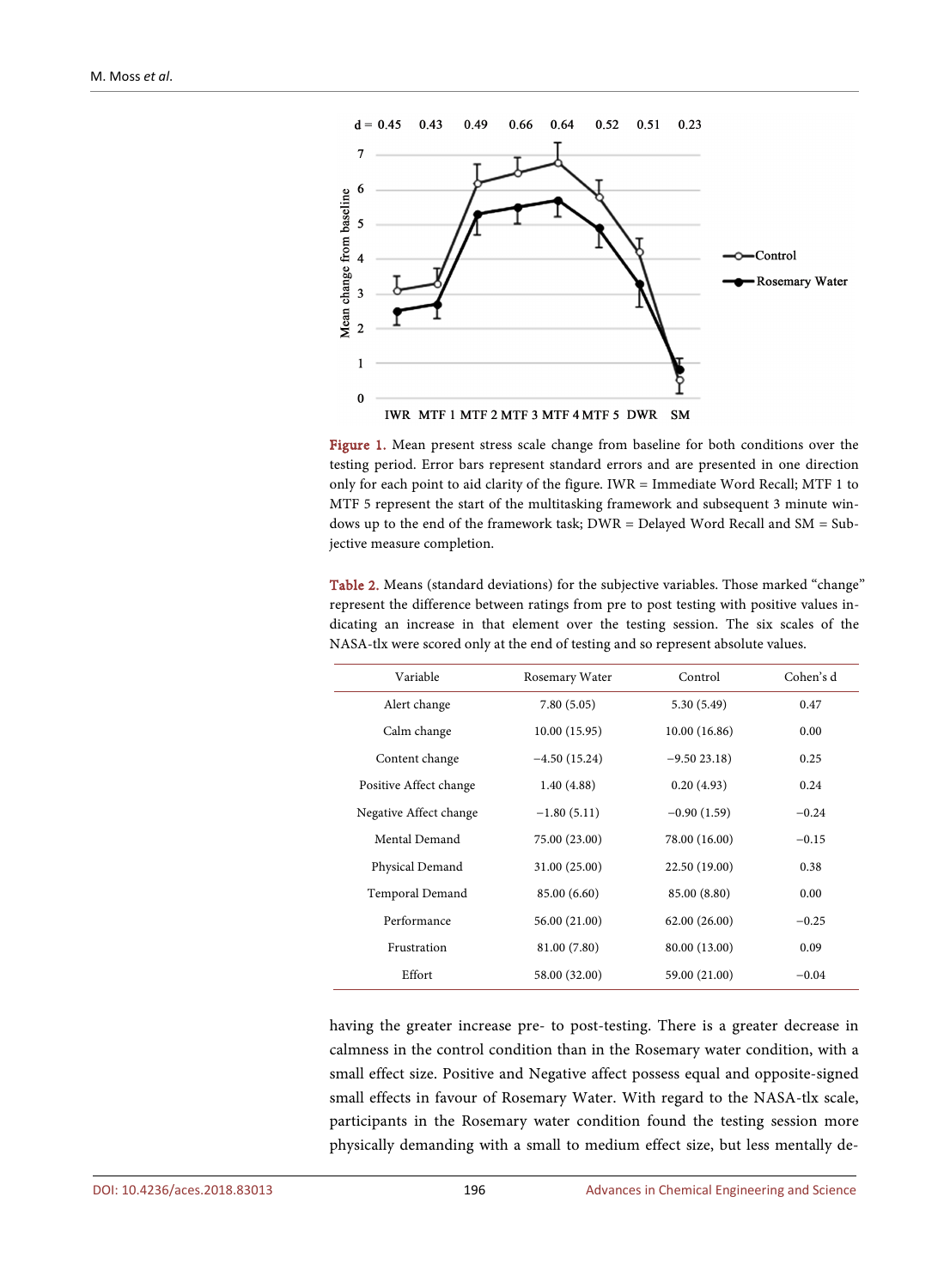d = 0.45 0.43 0.49 0.66 0.64 0.52 0.51 0.23

Mean change from baseline

7
6
5
4
3
2
1
0

IWR MTF 1 MTF 2 MTF 3 MTF 4 MTF 5 DWR SM

Control
Rosemary Water

Figure 1. Mean present stress scale change from baseline for both conditions over the testing period. Error bars represent standard errors and are presented in one direction only for each point to aid clarity of the figure. IWR = Immediate Word Recall; MTF 1 to MTF 5 represent the start of the multitasking framework and subsequent 3 minute windows up to the end of the framework task; DWR = Delayed Word Recall and SM = Subjective measure completion.

Table 2. Means (standard deviations) for the subjective variables. Those marked "change" represent the difference between ratings from pre to post testing with positive values indicating an increase in that element over the testing session. The six scales of the NASA-tlx were scored only at the end of testing and so represent absolute values.

| Variable | Rosemary Water | Control | Cohen's d |
|---|---|---|---|
| Alert change | 7.80 (5.05) | 5.30 (5.49) | 0.47 |
| Calm change | 10.00 (15.95) | 10.00 (16.86) | 0.00 |
| Content change | −4.50 (15.24) | −9.50 23.18) | 0.25 |
| Positive Affect change | 1.40 (4.88) | 0.20 (4.93) | 0.24 |
| Negative Affect change | −1.80 (5.11) | −0.90 (1.59) | −0.24 |
| Mental Demand | 75.00 (23.00) | 78.00 (16.00) | −0.15 |
| Physical Demand | 31.00 (25.00) | 22.50 (19.00) | 0.38 |
| Temporal Demand | 85.00 (6.60) | 85.00 (8.80) | 0.00 |
| Performance | 56.00 (21.00) | 62.00 (26.00) | −0.25 |
| Frustration | 81.00 (7.80) | 80.00 (13.00) | 0.09 |
| Effort | 58.00 (32.00) | 59.00 (21.00) | −0.04 |

having the greater increase pre- to post-testing. There is a greater decrease in calmness in the control condition than in the Rosemary water condition, with a small effect size. Positive and Negative affect possess equal and opposite-signed small effects in favour of Rosemary Water. With regard to the NASA-tlx scale, participants in the Rosemary water condition found the testing session more physically demanding with a small to medium effect size, but less mentally de-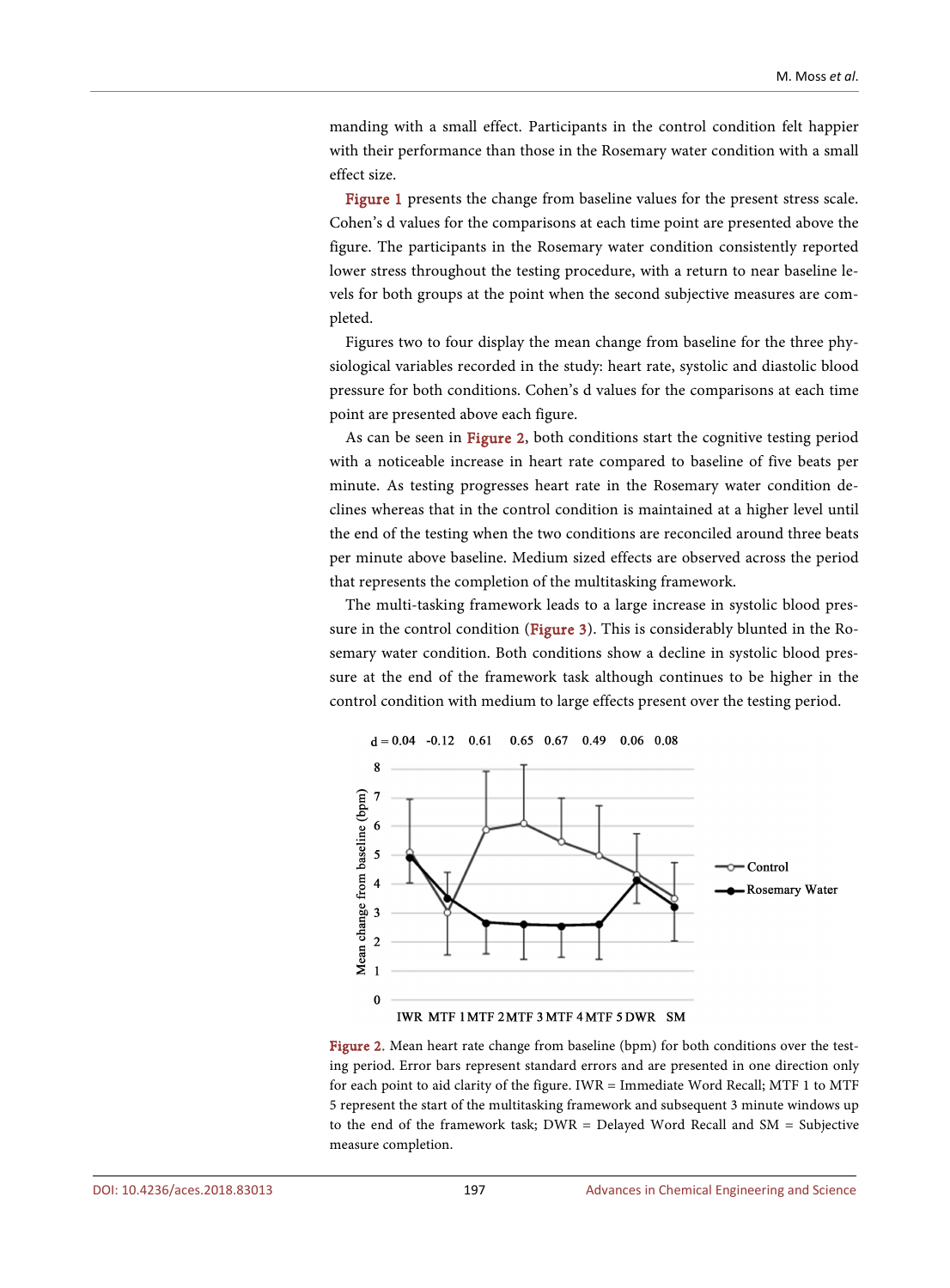manding with a small effect. Participants in the control condition felt happier with their performance than those in the Rosemary water condition with a small effect size.

Figure 1 presents the change from baseline values for the present stress scale. Cohen's d values for the comparisons at each time point are presented above the figure. The participants in the Rosemary water condition consistently reported lower stress throughout the testing procedure, with a return to near baseline levels for both groups at the point when the second subjective measures are completed.

Figures two to four display the mean change from baseline for the three physiological variables recorded in the study: heart rate, systolic and diastolic blood pressure for both conditions. Cohen's d values for the comparisons at each time point are presented above each figure.

As can be seen in Figure 2, both conditions start the cognitive testing period with a noticeable increase in heart rate compared to baseline of five beats per minute. As testing progresses heart rate in the Rosemary water condition declines whereas that in the control condition is maintained at a higher level until the end of the testing when the two conditions are reconciled around three beats per minute above baseline. Medium sized effects are observed across the period that represents the completion of the multitasking framework.

The multi-tasking framework leads to a large increase in systolic blood pressure in the control condition (Figure 3). This is considerably blunted in the Rosemary water condition. Both conditions show a decline in systolic blood pressure at the end of the framework task although continues to be higher in the control condition with medium to large effects present over the testing period.

d = 0.04 -0.12 0.61 0.65 0.67 0.49 0.06 0.08

Mean change from baseline (bpm)

0 1 2 3 4 5 6 7 8

IWR MTF 1 MTF 2 MTF 3 MTF 4 MTF 5 DWR SM

Control

Rosemary Water

Figure 2. Mean heart rate change from baseline (bpm) for both conditions over the testing period. Error bars represent standard errors and are presented in one direction only for each point to aid clarity of the figure. IWR = Immediate Word Recall; MTF 1 to MTF 5 represent the start of the multitasking framework and subsequent 3 minute windows up to the end of the framework task; DWR = Delayed Word Recall and SM = Subjective measure completion.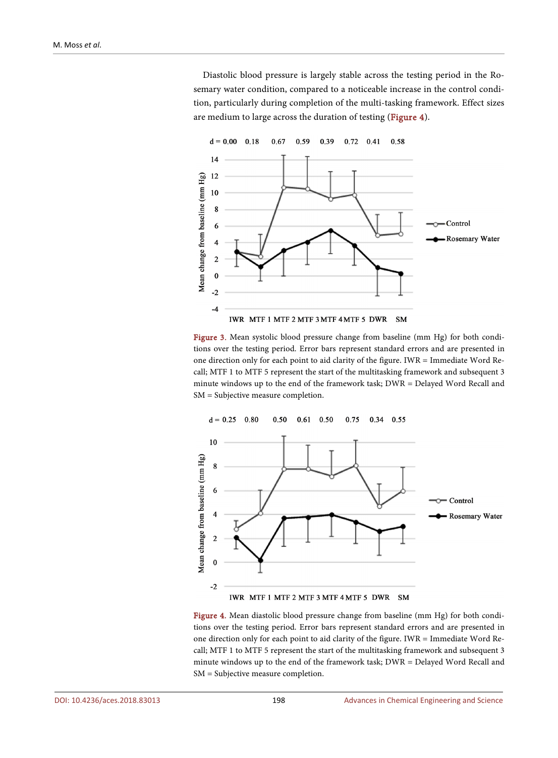Diastolic blood pressure is largely stable across the testing period in the Rosemary water condition, compared to a noticeable increase in the control condition, particularly during completion of the multi-tasking framework. Effect sizes are medium to large across the duration of testing (Figure 4).

d = 0.00 0.18 0.67 0.59 0.39 0.72 0.41 0.58

Mean change from baseline (mm Hg)

14
12
10
8
6
4
2
0
-2
-4

IWR MTF 1 MTF 2 MTF 3 MTF 4 MTF 5 DWR SM

Control
Rosemary Water

Figure 3. Mean systolic blood pressure change from baseline (mm Hg) for both conditions over the testing period. Error bars represent standard errors and are presented in one direction only for each point to aid clarity of the figure. IWR = Immediate Word Recall; MTF 1 to MTF 5 represent the start of the multitasking framework and subsequent 3 minute windows up to the end of the framework task; DWR = Delayed Word Recall and SM = Subjective measure completion.

d = 0.25 0.80 0.50 0.61 0.50 0.75 0.34 0.55

Mean change from baseline (mm Hg)

10
8
6
4
2
0
-2

IWR MTF 1 MTF 2 MTF 3 MTF 4 MTF 5 DWR SM

Control
Rosemary Water

Figure 4. Mean diastolic blood pressure change from baseline (mm Hg) for both conditions over the testing period. Error bars represent standard errors and are presented in one direction only for each point to aid clarity of the figure. IWR = Immediate Word Recall; MTF 1 to MTF 5 represent the start of the multitasking framework and subsequent 3 minute windows up to the end of the framework task; DWR = Delayed Word Recall and SM = Subjective measure completion.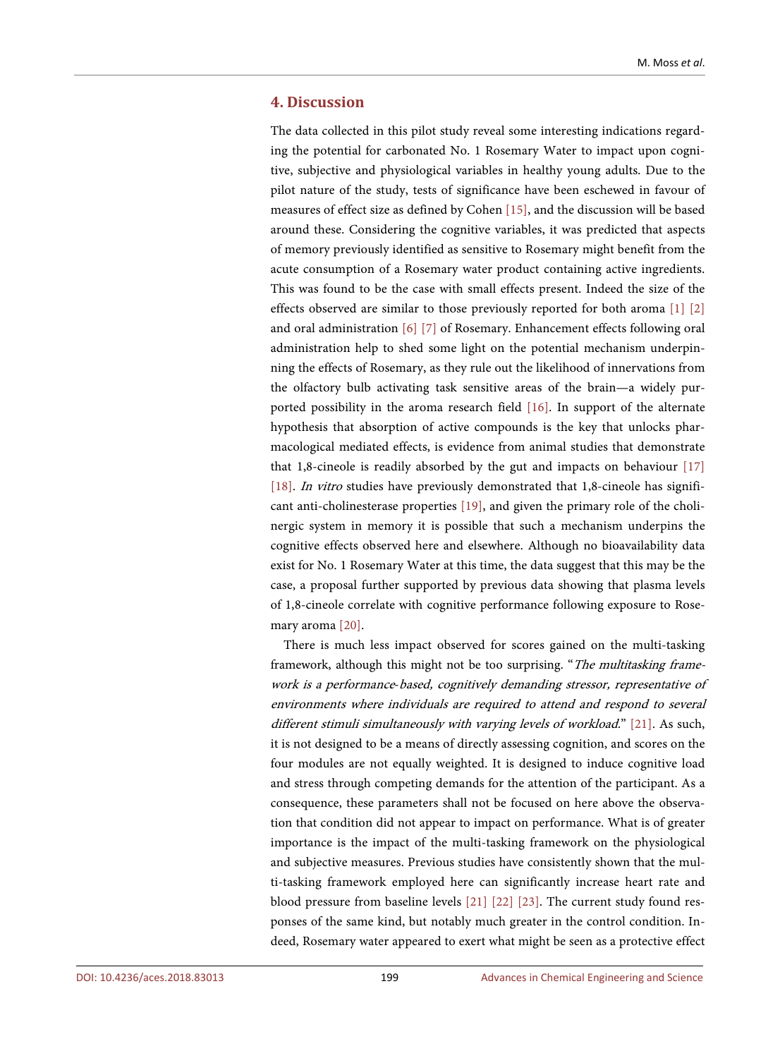## 4. Discussion

The data collected in this pilot study reveal some interesting indications regarding the potential for carbonated No. 1 Rosemary Water to impact upon cognitive, subjective and physiological variables in healthy young adults. Due to the pilot nature of the study, tests of significance have been eschewed in favour of measures of effect size as defined by Cohen [15], and the discussion will be based around these. Considering the cognitive variables, it was predicted that aspects of memory previously identified as sensitive to Rosemary might benefit from the acute consumption of a Rosemary water product containing active ingredients. This was found to be the case with small effects present. Indeed the size of the effects observed are similar to those previously reported for both aroma [1] [2] and oral administration [6] [7] of Rosemary. Enhancement effects following oral administration help to shed some light on the potential mechanism underpinning the effects of Rosemary, as they rule out the likelihood of innervations from the olfactory bulb activating task sensitive areas of the brain—a widely purported possibility in the aroma research field [16]. In support of the alternate hypothesis that absorption of active compounds is the key that unlocks pharmacological mediated effects, is evidence from animal studies that demonstrate that 1,8-cineole is readily absorbed by the gut and impacts on behaviour [17] [18]. *In vitro* studies have previously demonstrated that 1,8-cineole has significant anti-cholinesterase properties [19], and given the primary role of the cholinergic system in memory it is possible that such a mechanism underpins the cognitive effects observed here and elsewhere. Although no bioavailability data exist for No. 1 Rosemary Water at this time, the data suggest that this may be the case, a proposal further supported by previous data showing that plasma levels of 1,8-cineole correlate with cognitive performance following exposure to Rosemary aroma [20].

There is much less impact observed for scores gained on the multi-tasking framework, although this might not be too surprising. "*The multitasking framework is a performance-based, cognitively demanding stressor, representative of environments where individuals are required to attend and respond to several different stimuli simultaneously with varying levels of workload.*" [21]. As such, it is not designed to be a means of directly assessing cognition, and scores on the four modules are not equally weighted. It is designed to induce cognitive load and stress through competing demands for the attention of the participant. As a consequence, these parameters shall not be focused on here above the observation that condition did not appear to impact on performance. What is of greater importance is the impact of the multi-tasking framework on the physiological and subjective measures. Previous studies have consistently shown that the multi-tasking framework employed here can significantly increase heart rate and blood pressure from baseline levels [21] [22] [23]. The current study found responses of the same kind, but notably much greater in the control condition. Indeed, Rosemary water appeared to exert what might be seen as a protective effect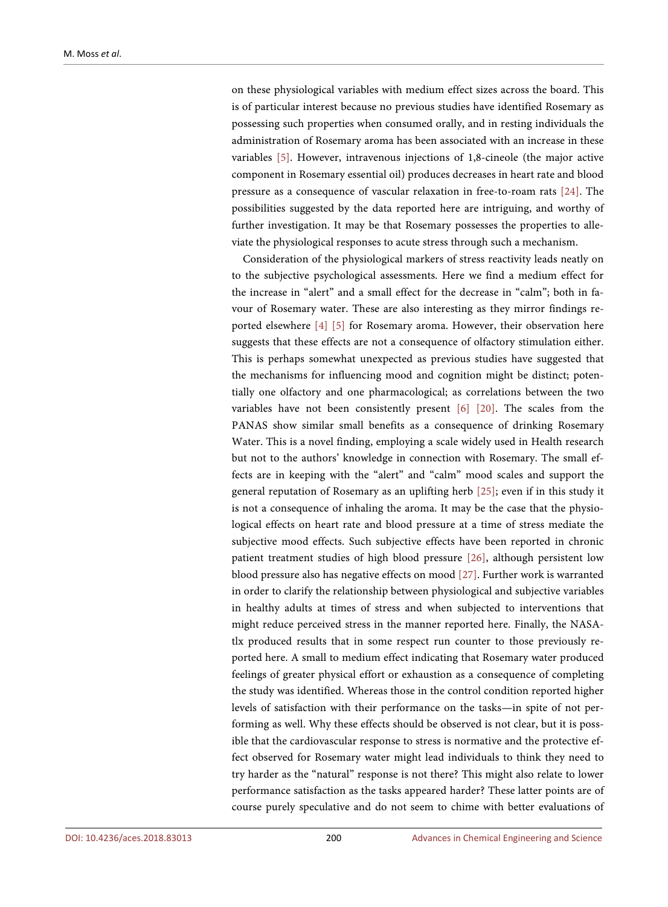on these physiological variables with medium effect sizes across the board. This is of particular interest because no previous studies have identified Rosemary as possessing such properties when consumed orally, and in resting individuals the administration of Rosemary aroma has been associated with an increase in these variables [5]. However, intravenous injections of 1,8-cineole (the major active component in Rosemary essential oil) produces decreases in heart rate and blood pressure as a consequence of vascular relaxation in free-to-roam rats [24]. The possibilities suggested by the data reported here are intriguing, and worthy of further investigation. It may be that Rosemary possesses the properties to alleviate the physiological responses to acute stress through such a mechanism.

Consideration of the physiological markers of stress reactivity leads neatly on to the subjective psychological assessments. Here we find a medium effect for the increase in "alert" and a small effect for the decrease in "calm"; both in favour of Rosemary water. These are also interesting as they mirror findings reported elsewhere [4] [5] for Rosemary aroma. However, their observation here suggests that these effects are not a consequence of olfactory stimulation either. This is perhaps somewhat unexpected as previous studies have suggested that the mechanisms for influencing mood and cognition might be distinct; potentially one olfactory and one pharmacological; as correlations between the two variables have not been consistently present [6] [20]. The scales from the PANAS show similar small benefits as a consequence of drinking Rosemary Water. This is a novel finding, employing a scale widely used in Health research but not to the authors' knowledge in connection with Rosemary. The small effects are in keeping with the "alert" and "calm" mood scales and support the general reputation of Rosemary as an uplifting herb [25]; even if in this study it is not a consequence of inhaling the aroma. It may be the case that the physiological effects on heart rate and blood pressure at a time of stress mediate the subjective mood effects. Such subjective effects have been reported in chronic patient treatment studies of high blood pressure [26], although persistent low blood pressure also has negative effects on mood [27]. Further work is warranted in order to clarify the relationship between physiological and subjective variables in healthy adults at times of stress and when subjected to interventions that might reduce perceived stress in the manner reported here. Finally, the NASA-tlx produced results that in some respect run counter to those previously reported here. A small to medium effect indicating that Rosemary water produced feelings of greater physical effort or exhaustion as a consequence of completing the study was identified. Whereas those in the control condition reported higher levels of satisfaction with their performance on the tasks—in spite of not performing as well. Why these effects should be observed is not clear, but it is possible that the cardiovascular response to stress is normative and the protective effect observed for Rosemary water might lead individuals to think they need to try harder as the "natural" response is not there? This might also relate to lower performance satisfaction as the tasks appeared harder? These latter points are of course purely speculative and do not seem to chime with better evaluations of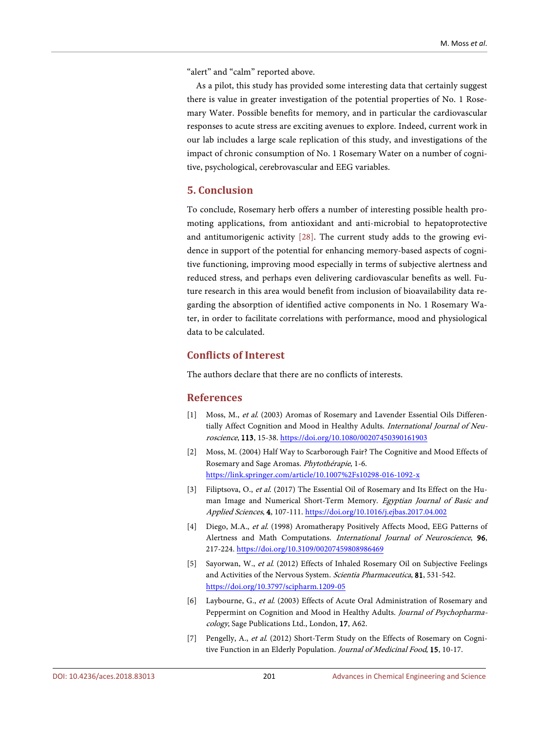"alert" and "calm" reported above.

As a pilot, this study has provided some interesting data that certainly suggest there is value in greater investigation of the potential properties of No. 1 Rosemary Water. Possible benefits for memory, and in particular the cardiovascular responses to acute stress are exciting avenues to explore. Indeed, current work in our lab includes a large scale replication of this study, and investigations of the impact of chronic consumption of No. 1 Rosemary Water on a number of cognitive, psychological, cerebrovascular and EEG variables.

## 5. Conclusion

To conclude, Rosemary herb offers a number of interesting possible health promoting applications, from antioxidant and anti-microbial to hepatoprotective and antitumorigenic activity [28]. The current study adds to the growing evidence in support of the potential for enhancing memory-based aspects of cognitive functioning, improving mood especially in terms of subjective alertness and reduced stress, and perhaps even delivering cardiovascular benefits as well. Future research in this area would benefit from inclusion of bioavailability data regarding the absorption of identified active components in No. 1 Rosemary Water, in order to facilitate correlations with performance, mood and physiological data to be calculated.

## Conflicts of Interest

The authors declare that there are no conflicts of interests.

## References

[1] Moss, M., *et al*. (2003) Aromas of Rosemary and Lavender Essential Oils Differentially Affect Cognition and Mood in Healthy Adults. *International Journal of Neuroscience*, **113**, 15-38. https://doi.org/10.1080/00207450390161903

[2] Moss, M. (2004) Half Way to Scarborough Fair? The Cognitive and Mood Effects of Rosemary and Sage Aromas. *Phytothérapie*, 1-6. https://link.springer.com/article/10.1007%2Fs10298-016-1092-x

[3] Filiptsova, O., *et al*. (2017) The Essential Oil of Rosemary and Its Effect on the Human Image and Numerical Short-Term Memory. *Egyptian Journal of Basic and Applied Sciences*, **4**, 107-111. https://doi.org/10.1016/j.ejbas.2017.04.002

[4] Diego, M.A., *et al*. (1998) Aromatherapy Positively Affects Mood, EEG Patterns of Alertness and Math Computations. *International Journal of Neuroscience*, **96**, 217-224. https://doi.org/10.3109/00207459808986469

[5] Sayorwan, W., *et al*. (2012) Effects of Inhaled Rosemary Oil on Subjective Feelings and Activities of the Nervous System. *Scientia Pharmaceutica*, **81**, 531-542. https://doi.org/10.3797/scipharm.1209-05

[6] Laybourne, G., *et al*. (2003) Effects of Acute Oral Administration of Rosemary and Peppermint on Cognition and Mood in Healthy Adults. *Journal of Psychopharmacology*, Sage Publications Ltd., London, **17**, A62.

[7] Pengelly, A., *et al*. (2012) Short-Term Study on the Effects of Rosemary on Cognitive Function in an Elderly Population. *Journal of Medicinal Food*, **15**, 10-17.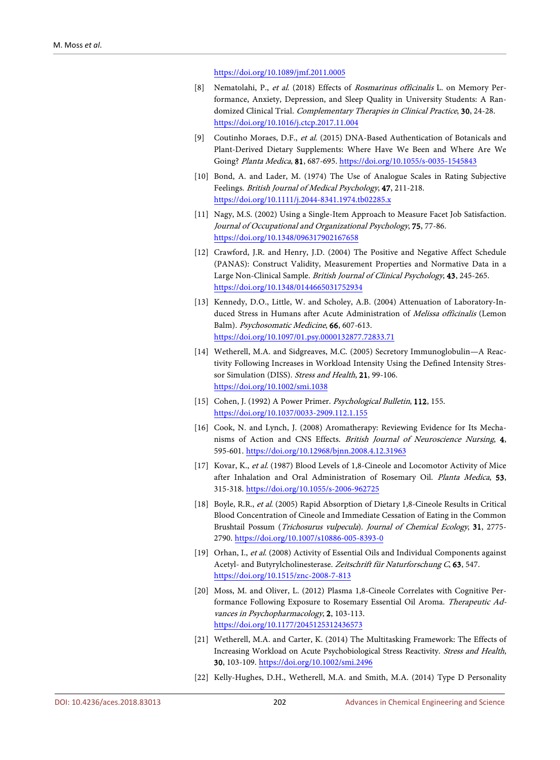https://doi.org/10.1089/jmf.2011.0005

[8] Nematolahi, P., *et al*. (2018) Effects of *Rosmarinus officinalis* L. on Memory Performance, Anxiety, Depression, and Sleep Quality in University Students: A Randomized Clinical Trial. *Complementary Therapies in Clinical Practice*, **30**, 24-28. https://doi.org/10.1016/j.ctcp.2017.11.004

[9] Coutinho Moraes, D.F., *et al*. (2015) DNA-Based Authentication of Botanicals and Plant-Derived Dietary Supplements: Where Have We Been and Where Are We Going? *Planta Medica*, **81**, 687-695. https://doi.org/10.1055/s-0035-1545843

[10] Bond, A. and Lader, M. (1974) The Use of Analogue Scales in Rating Subjective Feelings. *British Journal of Medical Psychology*, **47**, 211-218. https://doi.org/10.1111/j.2044-8341.1974.tb02285.x

[11] Nagy, M.S. (2002) Using a Single-Item Approach to Measure Facet Job Satisfaction. *Journal of Occupational and Organizational Psychology*, **75**, 77-86. https://doi.org/10.1348/096317902167658

[12] Crawford, J.R. and Henry, J.D. (2004) The Positive and Negative Affect Schedule (PANAS): Construct Validity, Measurement Properties and Normative Data in a Large Non-Clinical Sample. *British Journal of Clinical Psychology*, **43**, 245-265. https://doi.org/10.1348/0144665031752934

[13] Kennedy, D.O., Little, W. and Scholey, A.B. (2004) Attenuation of Laboratory-Induced Stress in Humans after Acute Administration of *Melissa officinalis* (Lemon Balm). *Psychosomatic Medicine*, **66**, 607-613. https://doi.org/10.1097/01.psy.0000132877.72833.71

[14] Wetherell, M.A. and Sidgreaves, M.C. (2005) Secretory Immunoglobulin—A Reactivity Following Increases in Workload Intensity Using the Defined Intensity Stressor Simulation (DISS). *Stress and Health*, **21**, 99-106. https://doi.org/10.1002/smi.1038

[15] Cohen, J. (1992) A Power Primer. *Psychological Bulletin*, **112**, 155. https://doi.org/10.1037/0033-2909.112.1.155

[16] Cook, N. and Lynch, J. (2008) Aromatherapy: Reviewing Evidence for Its Mechanisms of Action and CNS Effects. *British Journal of Neuroscience Nursing*, **4**, 595-601. https://doi.org/10.12968/bjnn.2008.4.12.31963

[17] Kovar, K., *et al*. (1987) Blood Levels of 1,8-Cineole and Locomotor Activity of Mice after Inhalation and Oral Administration of Rosemary Oil. *Planta Medica*, **53**, 315-318. https://doi.org/10.1055/s-2006-962725

[18] Boyle, R.R., *et al*. (2005) Rapid Absorption of Dietary 1,8-Cineole Results in Critical Blood Concentration of Cineole and Immediate Cessation of Eating in the Common Brushtail Possum (*Trichosurus vulpecula*). *Journal of Chemical Ecology*, **31**, 2775-2790. https://doi.org/10.1007/s10886-005-8393-0

[19] Orhan, I., *et al*. (2008) Activity of Essential Oils and Individual Components against Acetyl- and Butyrylcholinesterase. *Zeitschrift für Naturforschung C*, **63**, 547. https://doi.org/10.1515/znc-2008-7-813

[20] Moss, M. and Oliver, L. (2012) Plasma 1,8-Cineole Correlates with Cognitive Performance Following Exposure to Rosemary Essential Oil Aroma. *Therapeutic Advances in Psychopharmacology*, **2**, 103-113. https://doi.org/10.1177/2045125312436573

[21] Wetherell, M.A. and Carter, K. (2014) The Multitasking Framework: The Effects of Increasing Workload on Acute Psychobiological Stress Reactivity. *Stress and Health*, **30**, 103-109. https://doi.org/10.1002/smi.2496

[22] Kelly-Hughes, D.H., Wetherell, M.A. and Smith, M.A. (2014) Type D Personality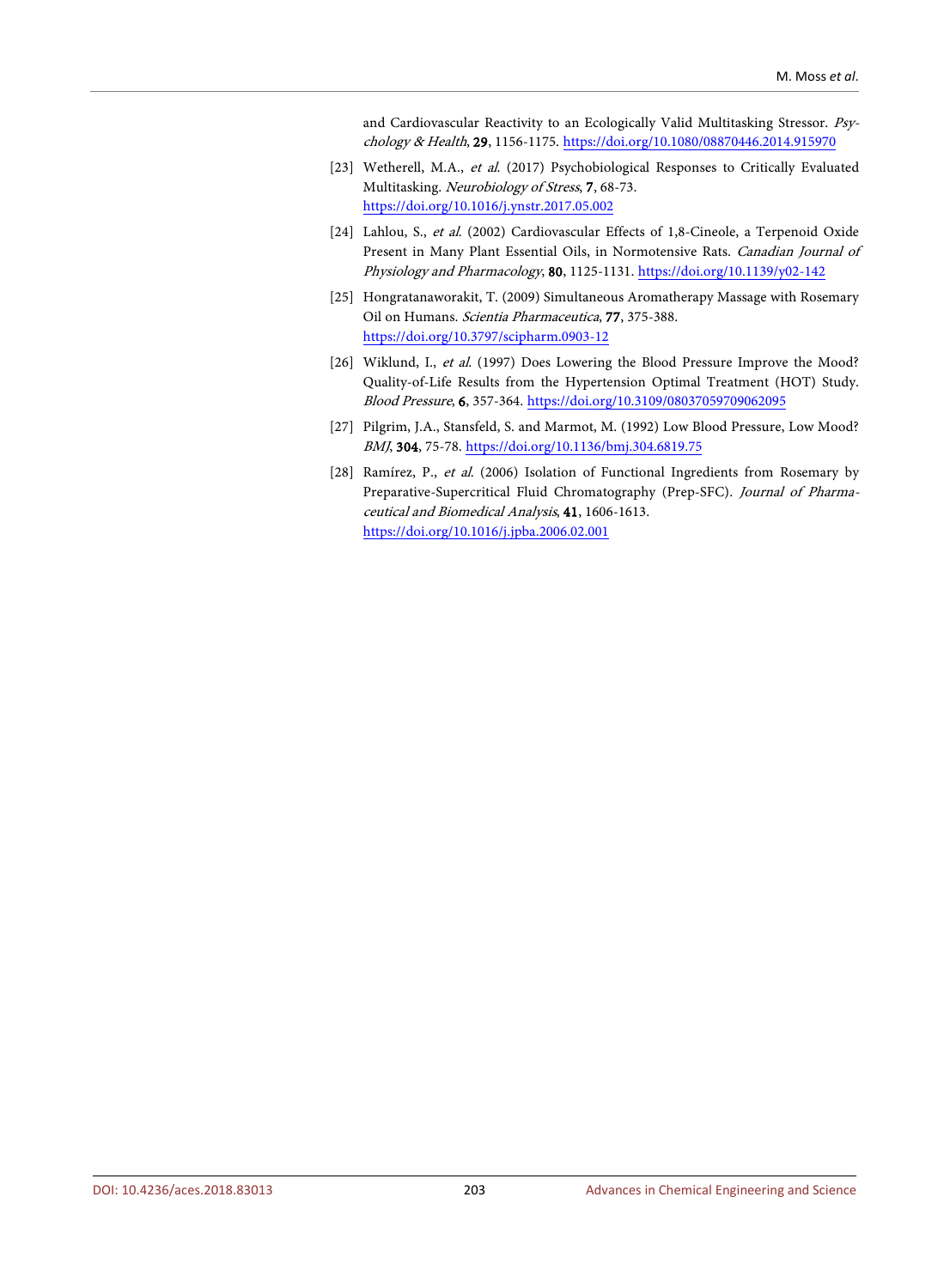and Cardiovascular Reactivity to an Ecologically Valid Multitasking Stressor. *Psychology & Health*, **29**, 1156-1175. https://doi.org/10.1080/08870446.2014.915970

[23] Wetherell, M.A., *et al*. (2017) Psychobiological Responses to Critically Evaluated Multitasking. *Neurobiology of Stress*, **7**, 68-73. https://doi.org/10.1016/j.ynstr.2017.05.002

[24] Lahlou, S., *et al*. (2002) Cardiovascular Effects of 1,8-Cineole, a Terpenoid Oxide Present in Many Plant Essential Oils, in Normotensive Rats. *Canadian Journal of Physiology and Pharmacology*, **80**, 1125-1131. https://doi.org/10.1139/y02-142

[25] Hongratanaworakit, T. (2009) Simultaneous Aromatherapy Massage with Rosemary Oil on Humans. *Scientia Pharmaceutica*, **77**, 375-388. https://doi.org/10.3797/scipharm.0903-12

[26] Wiklund, I., *et al*. (1997) Does Lowering the Blood Pressure Improve the Mood? Quality-of-Life Results from the Hypertension Optimal Treatment (HOT) Study. *Blood Pressure*, **6**, 357-364. https://doi.org/10.3109/08037059709062095

[27] Pilgrim, J.A., Stansfeld, S. and Marmot, M. (1992) Low Blood Pressure, Low Mood? *BMJ*, **304**, 75-78. https://doi.org/10.1136/bmj.304.6819.75

[28] Ramírez, P., *et al*. (2006) Isolation of Functional Ingredients from Rosemary by Preparative-Supercritical Fluid Chromatography (Prep-SFC). *Journal of Pharmaceutical and Biomedical Analysis*, **41**, 1606-1613. https://doi.org/10.1016/j.jpba.2006.02.001